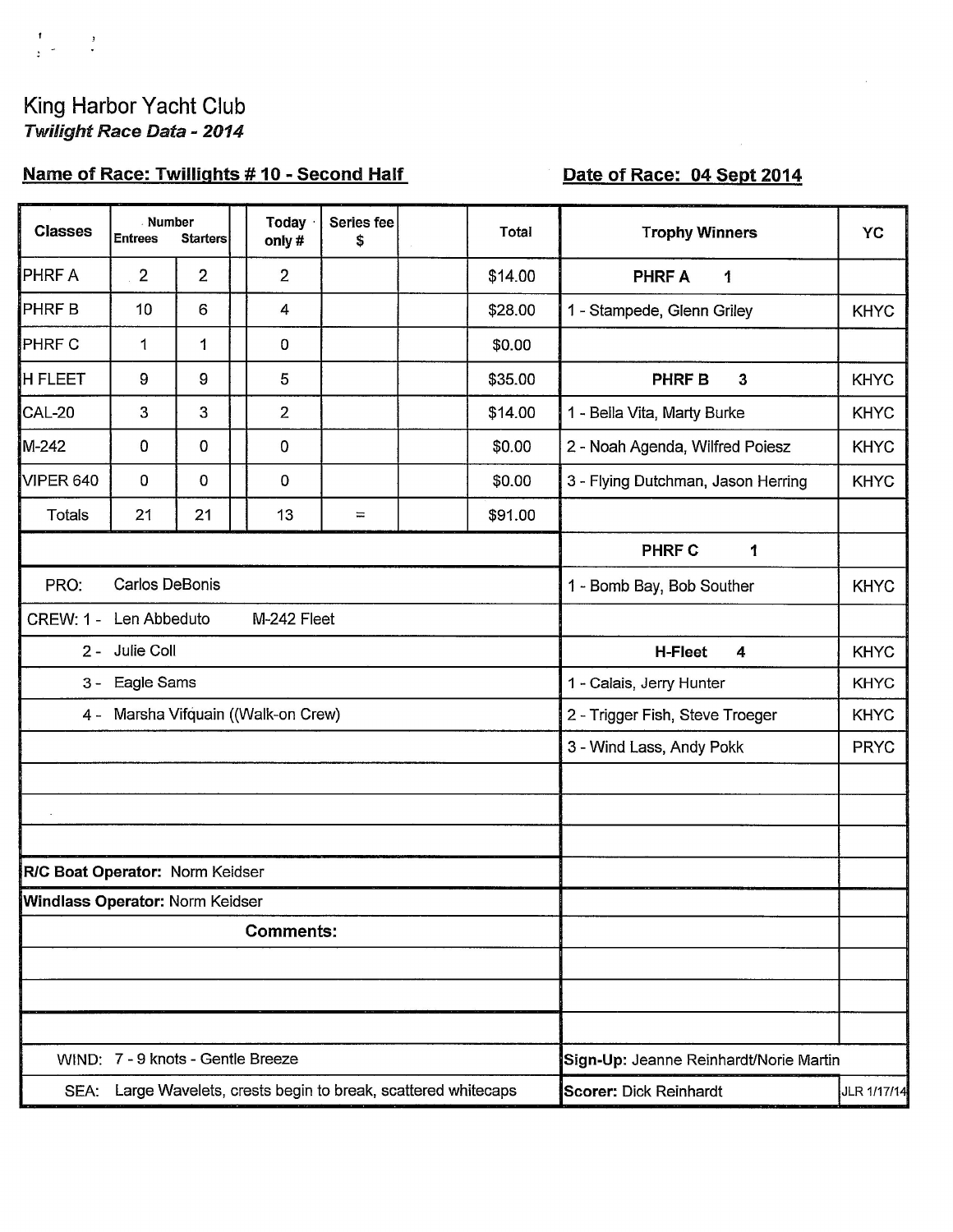# King Harbor Yacht Club

***Twilight Race Data - 2014***

**Name of Race: Twillights # 10 - Second Half** &nbsp;&nbsp;&nbsp;&nbsp; **Date of Race: 04 Sept 2014**

| Classes | Number Entrees | Number Starters | | Today only # | Series fee $ | | Total | Trophy Winners | YC |
|---|---|---|---|---|---|---|---|---|---|
| PHRF A | 2 | 2 | | 2 | | | $14.00 | **PHRF A 1** | |
| PHRF B | 10 | 6 | | 4 | | | $28.00 | 1 - Stampede, Glenn Griley | KHYC |
| PHRF C | 1 | 1 | | 0 | | | $0.00 | | |
| H FLEET | 9 | 9 | | 5 | | | $35.00 | **PHRF B 3** | KHYC |
| CAL-20 | 3 | 3 | | 2 | | | $14.00 | 1 - Bella Vita, Marty Burke | KHYC |
| M-242 | 0 | 0 | | 0 | | | $0.00 | 2 - Noah Agenda, Wilfred Poiesz | KHYC |
| VIPER 640 | 0 | 0 | | 0 | | | $0.00 | 3 - Flying Dutchman, Jason Herring | KHYC |
| Totals | 21 | 21 | | 13 | = | | $91.00 | | |
| | | | | | | | | **PHRF C 1** | |
| PRO: Carlos DeBonis | | | | | | | | 1 - Bomb Bay, Bob Souther | KHYC |
| CREW: 1 - Len Abbeduto M-242 Fleet | | | | | | | | | |
| 2 - Julie Coll | | | | | | | | **H-Fleet 4** | KHYC |
| 3 - Eagle Sams | | | | | | | | 1 - Calais, Jerry Hunter | KHYC |
| 4 - Marsha Vifquain ((Walk-on Crew) | | | | | | | | 2 - Trigger Fish, Steve Troeger | KHYC |
| | | | | | | | | 3 - Wind Lass, Andy Pokk | PRYC |
| **R/C Boat Operator:** Norm Keidser | | | | | | | | | |
| **Windlass Operator:** Norm Keidser | | | | | | | | | |
| **Comments:** | | | | | | | | | |
| WIND: 7 - 9 knots - Gentle Breeze | | | | | | | | **Sign-Up:** Jeanne Reinhardt/Norie Martin | |
| SEA: Large Wavelets, crests begin to break, scattered whitecaps | | | | | | | | **Scorer:** Dick Reinhardt | JLR 1/17/14 |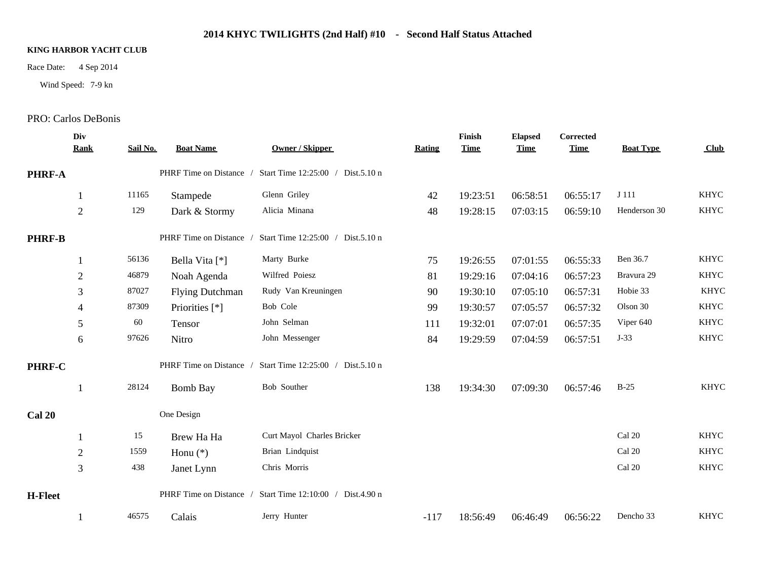# 2014 KHYC TWILIGHTS (2nd Half) #10 - Second Half Status Attached

**KING HARBOR YACHT CLUB**

Race Date: 4 Sep 2014

Wind Speed: 7-9 kn

PRO: Carlos DeBonis

| Div Rank | Sail No. | Boat Name | Owner / Skipper | Rating | Finish Time | Elapsed Time | Corrected Time | Boat Type | Club |
|---|---|---|---|---|---|---|---|---|---|
| **PHRF-A** | | PHRF Time on Distance / Start Time 12:25:00 / Dist.5.10 n | | | | | | | |
| 1 | 11165 | Stampede | Glenn Griley | 42 | 19:23:51 | 06:58:51 | 06:55:17 | J 111 | KHYC |
| 2 | 129 | Dark & Stormy | Alicia Minana | 48 | 19:28:15 | 07:03:15 | 06:59:10 | Henderson 30 | KHYC |
| **PHRF-B** | | PHRF Time on Distance / Start Time 12:25:00 / Dist.5.10 n | | | | | | | |
| 1 | 56136 | Bella Vita [*] | Marty Burke | 75 | 19:26:55 | 07:01:55 | 06:55:33 | Ben 36.7 | KHYC |
| 2 | 46879 | Noah Agenda | Wilfred Poiesz | 81 | 19:29:16 | 07:04:16 | 06:57:23 | Bravura 29 | KHYC |
| 3 | 87027 | Flying Dutchman | Rudy Van Kreuningen | 90 | 19:30:10 | 07:05:10 | 06:57:31 | Hobie 33 | KHYC |
| 4 | 87309 | Priorities [*] | Bob Cole | 99 | 19:30:57 | 07:05:57 | 06:57:32 | Olson 30 | KHYC |
| 5 | 60 | Tensor | John Selman | 111 | 19:32:01 | 07:07:01 | 06:57:35 | Viper 640 | KHYC |
| 6 | 97626 | Nitro | John Messenger | 84 | 19:29:59 | 07:04:59 | 06:57:51 | J-33 | KHYC |
| **PHRF-C** | | PHRF Time on Distance / Start Time 12:25:00 / Dist.5.10 n | | | | | | | |
| 1 | 28124 | Bomb Bay | Bob Souther | 138 | 19:34:30 | 07:09:30 | 06:57:46 | B-25 | KHYC |
| **Cal 20** | | One Design | | | | | | | |
| 1 | 15 | Brew Ha Ha | Curt Mayol Charles Bricker | | | | | Cal 20 | KHYC |
| 2 | 1559 | Honu (*) | Brian Lindquist | | | | | Cal 20 | KHYC |
| 3 | 438 | Janet Lynn | Chris Morris | | | | | Cal 20 | KHYC |
| **H-Fleet** | | PHRF Time on Distance / Start Time 12:10:00 / Dist.4.90 n | | | | | | | |
| 1 | 46575 | Calais | Jerry Hunter | -117 | 18:56:49 | 06:46:49 | 06:56:22 | Dencho 33 | KHYC |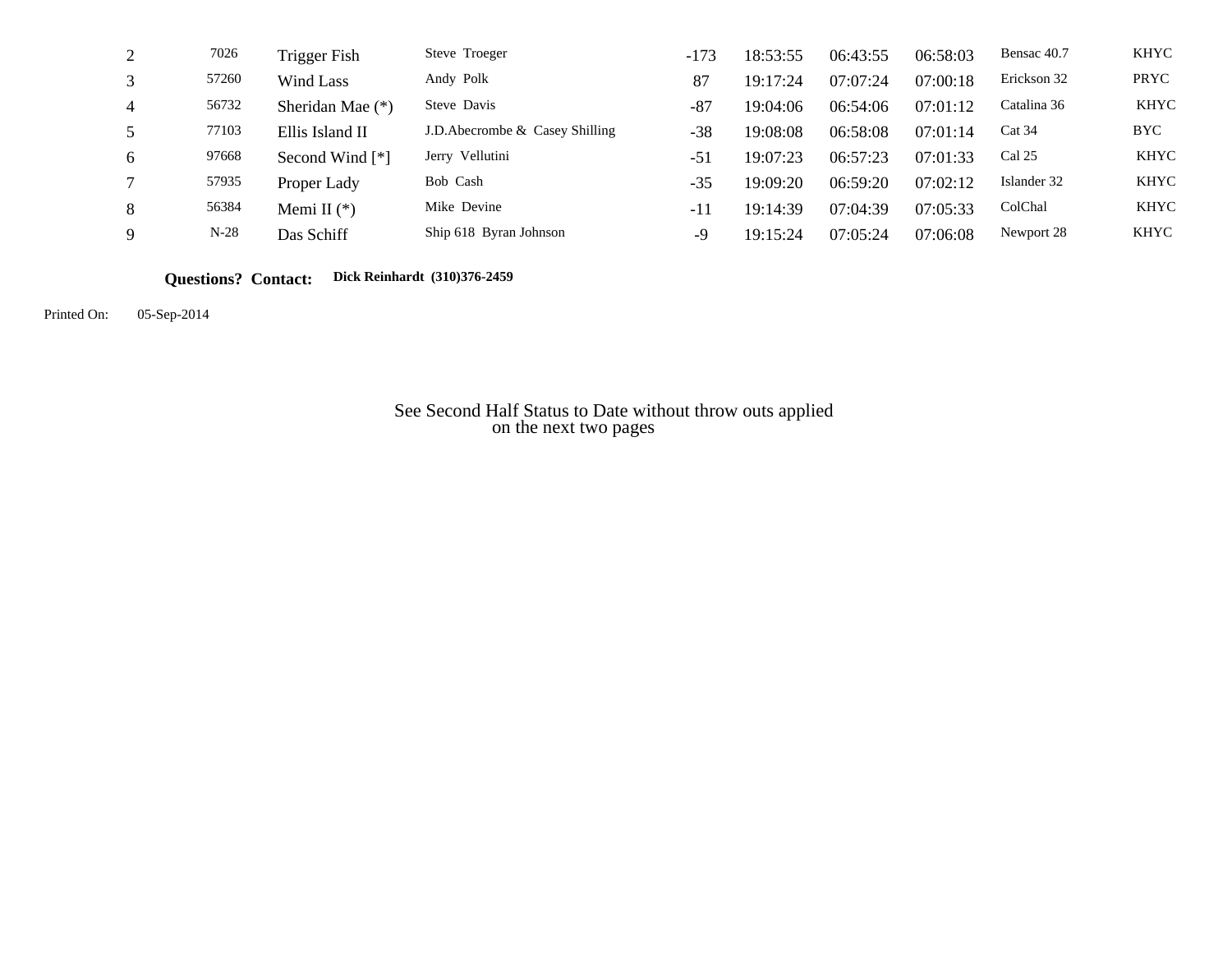| | | | | | | | | | |
|---|---|---|---|---|---|---|---|---|---|
| 2 | 7026 | Trigger Fish | Steve Troeger | -173 | 18:53:55 | 06:43:55 | 06:58:03 | Bensac 40.7 | KHYC |
| 3 | 57260 | Wind Lass | Andy Polk | 87 | 19:17:24 | 07:07:24 | 07:00:18 | Erickson 32 | PRYC |
| 4 | 56732 | Sheridan Mae (*) | Steve Davis | -87 | 19:04:06 | 06:54:06 | 07:01:12 | Catalina 36 | KHYC |
| 5 | 77103 | Ellis Island II | J.D.Abecrombe & Casey Shilling | -38 | 19:08:08 | 06:58:08 | 07:01:14 | Cat 34 | BYC |
| 6 | 97668 | Second Wind [*] | Jerry Vellutini | -51 | 19:07:23 | 06:57:23 | 07:01:33 | Cal 25 | KHYC |
| 7 | 57935 | Proper Lady | Bob Cash | -35 | 19:09:20 | 06:59:20 | 07:02:12 | Islander 32 | KHYC |
| 8 | 56384 | Memi II (*) | Mike Devine | -11 | 19:14:39 | 07:04:39 | 07:05:33 | ColChal | KHYC |
| 9 | N-28 | Das Schiff | Ship 618 Byran Johnson | -9 | 19:15:24 | 07:05:24 | 07:06:08 | Newport 28 | KHYC |

**Questions? Contact:** **Dick Reinhardt (310)376-2459**

Printed On: 05-Sep-2014

See Second Half Status to Date without throw outs applied on the next two pages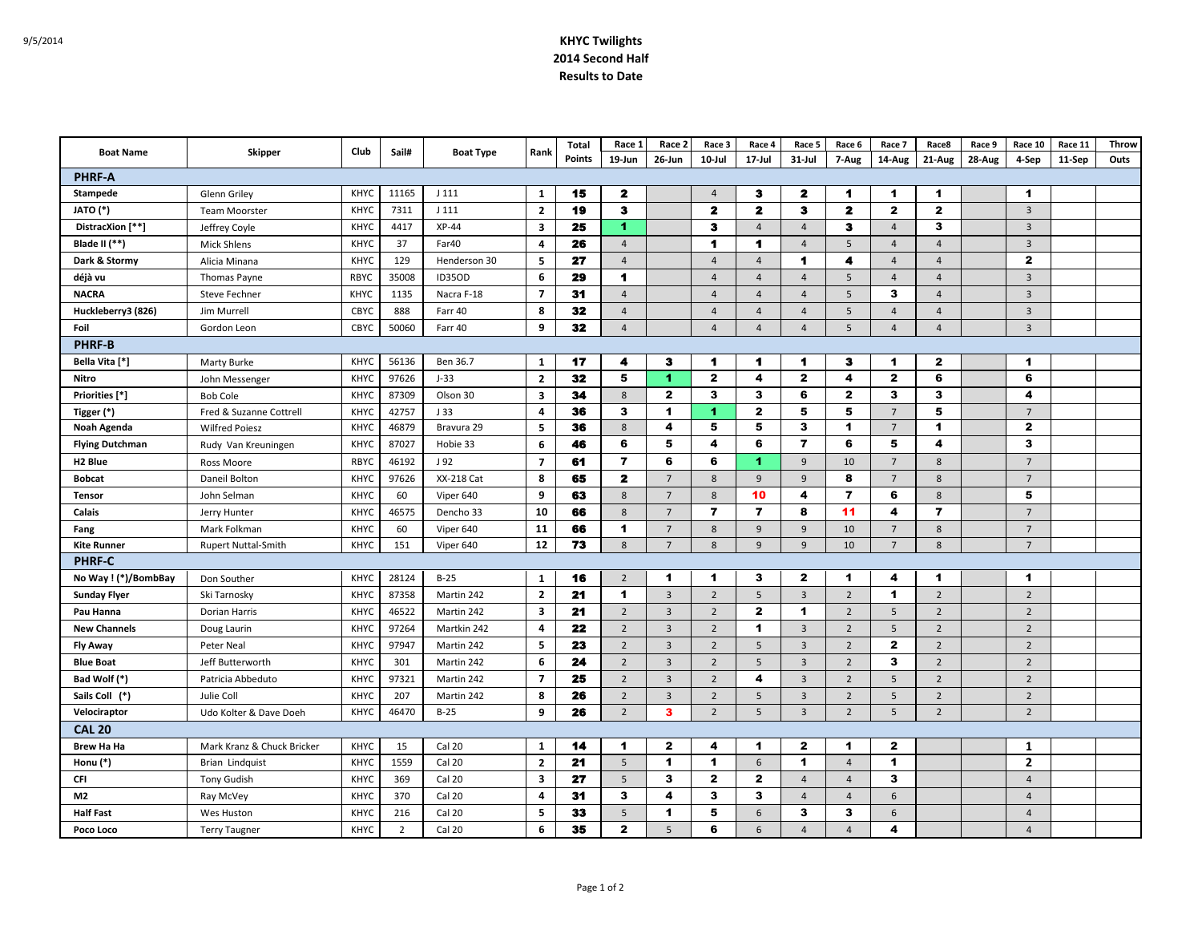# KHYC Twilights
## 2014 Second Half
## Results to Date

| Boat Name | Skipper | Club | Sail# | Boat Type | Rank | Total Points | Race 1 19-Jun | Race 2 26-Jun | Race 3 10-Jul | Race 4 17-Jul | Race 5 31-Jul | Race 6 7-Aug | Race 7 14-Aug | Race8 21-Aug | Race 9 28-Aug | Race 10 4-Sep | Race 11 11-Sep | Throw Outs |
|---|---|---|---|---|---|---|---|---|---|---|---|---|---|---|---|---|---|---|
| **PHRF-A** | | | | | | | | | | | | | | | | | | |
| Stampede | Glenn Griley | KHYC | 11165 | J 111 | 1 | 15 | 2 | | 4 | 3 | 2 | 1 | 1 | 1 | | 1 | | |
| JATO (*) | Team Moorster | KHYC | 7311 | J 111 | 2 | 19 | 3 | | 2 | 2 | 3 | 2 | 2 | 2 | | 3 | | |
| DistracXion [**] | Jeffrey Coyle | KHYC | 4417 | XP-44 | 3 | 25 | 1 | | 3 | 4 | 4 | 3 | 4 | 3 | | 3 | | |
| Blade II (**) | Mick Shlens | KHYC | 37 | Far40 | 4 | 26 | 4 | | 1 | 1 | 4 | 5 | 4 | 4 | | 3 | | |
| Dark & Stormy | Alicia Minana | KHYC | 129 | Henderson 30 | 5 | 27 | 4 | | 4 | 4 | 1 | 4 | 4 | 4 | | 2 | | |
| déjà vu | Thomas Payne | RBYC | 35008 | ID35OD | 6 | 29 | 1 | | 4 | 4 | 4 | 5 | 4 | 4 | | 3 | | |
| NACRA | Steve Fechner | KHYC | 1135 | Nacra F-18 | 7 | 31 | 4 | | 4 | 4 | 4 | 5 | 3 | 4 | | 3 | | |
| Huckleberry3 (826) | Jim Murrell | CBYC | 888 | Farr 40 | 8 | 32 | 4 | | 4 | 4 | 4 | 5 | 4 | 4 | | 3 | | |
| Foil | Gordon Leon | CBYC | 50060 | Farr 40 | 9 | 32 | 4 | | 4 | 4 | 4 | 5 | 4 | 4 | | 3 | | |
| **PHRF-B** | | | | | | | | | | | | | | | | | | |
| Bella Vita [*] | Marty Burke | KHYC | 56136 | Ben 36.7 | 1 | 17 | 4 | 3 | 1 | 1 | 1 | 3 | 1 | 2 | | 1 | | |
| Nitro | John Messenger | KHYC | 97626 | J-33 | 2 | 32 | 5 | 1 | 2 | 4 | 2 | 4 | 2 | 6 | | 6 | | |
| Priorities [*] | Bob Cole | KHYC | 87309 | Olson 30 | 3 | 34 | 8 | 2 | 3 | 3 | 6 | 2 | 3 | 3 | | 4 | | |
| Tigger (*) | Fred & Suzanne Cottrell | KHYC | 42757 | J 33 | 4 | 36 | 3 | 1 | 1 | 2 | 5 | 5 | 7 | 5 | | 7 | | |
| Noah Agenda | Wilfred Poiesz | KHYC | 46879 | Bravura 29 | 5 | 36 | 8 | 4 | 5 | 5 | 3 | 1 | 7 | 1 | | 2 | | |
| Flying Dutchman | Rudy Van Kreuningen | KHYC | 87027 | Hobie 33 | 6 | 46 | 6 | 5 | 4 | 6 | 7 | 6 | 5 | 4 | | 3 | | |
| H2 Blue | Ross Moore | RBYC | 46192 | J 92 | 7 | 61 | 7 | 6 | 6 | 1 | 9 | 10 | 7 | 8 | | 7 | | |
| Bobcat | Daneil Bolton | KHYC | 97626 | XX-218 Cat | 8 | 65 | 2 | 7 | 8 | 9 | 9 | 8 | 7 | 8 | | 7 | | |
| Tensor | John Selman | KHYC | 60 | Viper 640 | 9 | 63 | 8 | 7 | 8 | 10 | 4 | 7 | 6 | 8 | | 5 | | |
| Calais | Jerry Hunter | KHYC | 46575 | Dencho 33 | 10 | 66 | 8 | 7 | 7 | 7 | 8 | 11 | 4 | 7 | | 7 | | |
| Fang | Mark Folkman | KHYC | 60 | Viper 640 | 11 | 66 | 1 | 7 | 8 | 9 | 9 | 10 | 7 | 8 | | 7 | | |
| Kite Runner | Rupert Nuttal-Smith | KHYC | 151 | Viper 640 | 12 | 73 | 8 | 7 | 8 | 9 | 9 | 10 | 7 | 8 | | 7 | | |
| **PHRF-C** | | | | | | | | | | | | | | | | | | |
| No Way ! (*)/BombBay | Don Souther | KHYC | 28124 | B-25 | 1 | 16 | 2 | 1 | 1 | 3 | 2 | 1 | 4 | 1 | | 1 | | |
| Sunday Flyer | Ski Tarnosky | KHYC | 87358 | Martin 242 | 2 | 21 | 1 | 3 | 2 | 5 | 3 | 2 | 1 | 2 | | 2 | | |
| Pau Hanna | Dorian Harris | KHYC | 46522 | Martin 242 | 3 | 21 | 2 | 3 | 2 | 2 | 1 | 2 | 5 | 2 | | 2 | | |
| New Channels | Doug Laurin | KHYC | 97264 | Martkin 242 | 4 | 22 | 2 | 3 | 2 | 1 | 3 | 2 | 5 | 2 | | 2 | | |
| Fly Away | Peter Neal | KHYC | 97947 | Martin 242 | 5 | 23 | 2 | 3 | 2 | 5 | 3 | 2 | 2 | 2 | | 2 | | |
| Blue Boat | Jeff Butterworth | KHYC | 301 | Martin 242 | 6 | 24 | 2 | 3 | 2 | 5 | 3 | 2 | 3 | 2 | | 2 | | |
| Bad Wolf (*) | Patricia Abbeduto | KHYC | 97321 | Martin 242 | 7 | 25 | 2 | 3 | 2 | 4 | 3 | 2 | 5 | 2 | | 2 | | |
| Sails Coll (*) | Julie Coll | KHYC | 207 | Martin 242 | 8 | 26 | 2 | 3 | 2 | 5 | 3 | 2 | 5 | 2 | | 2 | | |
| Velociraptor | Udo Kolter & Dave Doeh | KHYC | 46470 | B-25 | 9 | 26 | 2 | 3 | 2 | 5 | 3 | 2 | 5 | 2 | | 2 | | |
| **CAL 20** | | | | | | | | | | | | | | | | | | |
| Brew Ha Ha | Mark Kranz & Chuck Bricker | KHYC | 15 | Cal 20 | 1 | 14 | 1 | 2 | 4 | 1 | 2 | 1 | 2 | | | 1 | | |
| Honu (*) | Brian Lindquist | KHYC | 1559 | Cal 20 | 2 | 21 | 5 | 1 | 1 | 6 | 1 | 4 | 1 | | | 2 | | |
| CFI | Tony Gudish | KHYC | 369 | Cal 20 | 3 | 27 | 5 | 3 | 2 | 2 | 4 | 4 | 3 | | | 4 | | |
| M2 | Ray McVey | KHYC | 370 | Cal 20 | 4 | 31 | 3 | 4 | 3 | 3 | 4 | 4 | 6 | | | 4 | | |
| Half Fast | Wes Huston | KHYC | 216 | Cal 20 | 5 | 33 | 5 | 1 | 5 | 6 | 3 | 3 | 6 | | | 4 | | |
| Poco Loco | Terry Taugner | KHYC | 2 | Cal 20 | 6 | 35 | 2 | 5 | 6 | 6 | 4 | 4 | 4 | | | 4 | | |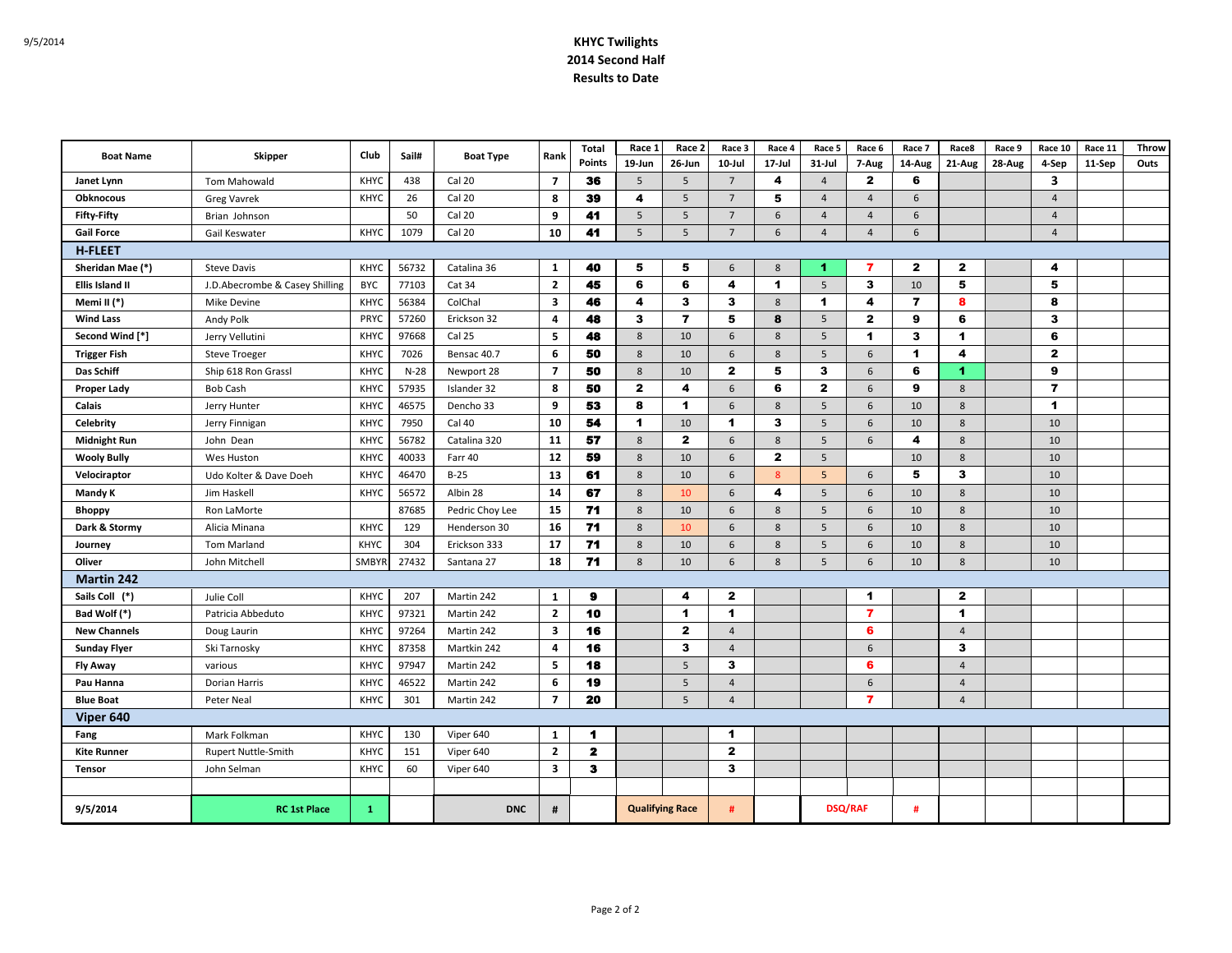# KHYC Twilights
## 2014 Second Half
## Results to Date

| Boat Name | Skipper | Club | Sail# | Boat Type | Rank | Total Points | Race 1 19-Jun | Race 2 26-Jun | Race 3 10-Jul | Race 4 17-Jul | Race 5 31-Jul | Race 6 7-Aug | Race 7 14-Aug | Race8 21-Aug | Race 9 28-Aug | Race 10 4-Sep | Race 11 11-Sep | Throw Outs |
|---|---|---|---|---|---|---|---|---|---|---|---|---|---|---|---|---|---|---|
| Janet Lynn | Tom Mahowald | KHYC | 438 | Cal 20 | 7 | 36 | 5 | 5 | 7 | 4 | 4 | 2 | 6 | | | 3 | | |
| Obknocous | Greg Vavrek | KHYC | 26 | Cal 20 | 8 | 39 | 4 | 5 | 7 | 5 | 4 | 4 | 6 | | | 4 | | |
| Fifty-Fifty | Brian Johnson | | 50 | Cal 20 | 9 | 41 | 5 | 5 | 7 | 6 | 4 | 4 | 6 | | | 4 | | |
| Gail Force | Gail Keswater | KHYC | 1079 | Cal 20 | 10 | 41 | 5 | 5 | 7 | 6 | 4 | 4 | 6 | | | 4 | | |
| **H-FLEET** | | | | | | | | | | | | | | | | | | |
| Sheridan Mae (*) | Steve Davis | KHYC | 56732 | Catalina 36 | 1 | 40 | 5 | 5 | 6 | 8 | 1 | 7 | 2 | 2 | | 4 | | |
| Ellis Island II | J.D.Abecrombe & Casey Shilling | BYC | 77103 | Cat 34 | 2 | 45 | 6 | 6 | 4 | 1 | 5 | 3 | 10 | 5 | | 5 | | |
| Memi II (*) | Mike Devine | KHYC | 56384 | ColChal | 3 | 46 | 4 | 3 | 3 | 8 | 1 | 4 | 7 | 8 | | 8 | | |
| Wind Lass | Andy Polk | PRYC | 57260 | Erickson 32 | 4 | 48 | 3 | 7 | 5 | 8 | 5 | 2 | 9 | 6 | | 3 | | |
| Second Wind [*] | Jerry Vellutini | KHYC | 97668 | Cal 25 | 5 | 48 | 8 | 10 | 6 | 8 | 5 | 1 | 3 | 1 | | 6 | | |
| Trigger Fish | Steve Troeger | KHYC | 7026 | Bensac 40.7 | 6 | 50 | 8 | 10 | 6 | 8 | 5 | 6 | 1 | 4 | | 2 | | |
| Das Schiff | Ship 618 Ron Grassl | KHYC | N-28 | Newport 28 | 7 | 50 | 8 | 10 | 2 | 5 | 3 | 6 | 6 | 1 | | 9 | | |
| Proper Lady | Bob Cash | KHYC | 57935 | Islander 32 | 8 | 50 | 2 | 4 | 6 | 6 | 2 | 6 | 9 | 8 | | 7 | | |
| Calais | Jerry Hunter | KHYC | 46575 | Dencho 33 | 9 | 53 | 8 | 1 | 6 | 8 | 5 | 6 | 10 | 8 | | 1 | | |
| Celebrity | Jerry Finnigan | KHYC | 7950 | Cal 40 | 10 | 54 | 1 | 10 | 1 | 3 | 5 | 6 | 10 | 8 | | 10 | | |
| Midnight Run | John Dean | KHYC | 56782 | Catalina 320 | 11 | 57 | 8 | 2 | 6 | 8 | 5 | 6 | 4 | 8 | | 10 | | |
| Wooly Bully | Wes Huston | KHYC | 40033 | Farr 40 | 12 | 59 | 8 | 10 | 6 | 2 | 5 | | 10 | 8 | | 10 | | |
| Velociraptor | Udo Kolter & Dave Doeh | KHYC | 46470 | B-25 | 13 | 61 | 8 | 10 | 6 | 8 | 5 | 6 | 5 | 3 | | 10 | | |
| Mandy K | Jim Haskell | KHYC | 56572 | Albin 28 | 14 | 67 | 8 | 10 | 6 | 4 | 5 | 6 | 10 | 8 | | 10 | | |
| Bhoppy | Ron LaMorte | | 87685 | Pedric Choy Lee | 15 | 71 | 8 | 10 | 6 | 8 | 5 | 6 | 10 | 8 | | 10 | | |
| Dark & Stormy | Alicia Minana | KHYC | 129 | Henderson 30 | 16 | 71 | 8 | 10 | 6 | 8 | 5 | 6 | 10 | 8 | | 10 | | |
| Journey | Tom Marland | KHYC | 304 | Erickson 333 | 17 | 71 | 8 | 10 | 6 | 8 | 5 | 6 | 10 | 8 | | 10 | | |
| Oliver | John Mitchell | SMBYR | 27432 | Santana 27 | 18 | 71 | 8 | 10 | 6 | 8 | 5 | 6 | 10 | 8 | | 10 | | |
| **Martin 242** | | | | | | | | | | | | | | | | | | |
| Sails Coll (*) | Julie Coll | KHYC | 207 | Martin 242 | 1 | 9 | | 4 | 2 | | | 1 | | 2 | | | | |
| Bad Wolf (*) | Patricia Abbeduto | KHYC | 97321 | Martin 242 | 2 | 10 | | 1 | 1 | | | 7 | | 1 | | | | |
| New Channels | Doug Laurin | KHYC | 97264 | Martin 242 | 3 | 16 | | 2 | 4 | | | 6 | | 4 | | | | |
| Sunday Flyer | Ski Tarnosky | KHYC | 87358 | Martkin 242 | 4 | 16 | | 3 | 4 | | | 6 | | 3 | | | | |
| Fly Away | various | KHYC | 97947 | Martin 242 | 5 | 18 | | 5 | 3 | | | 6 | | 4 | | | | |
| Pau Hanna | Dorian Harris | KHYC | 46522 | Martin 242 | 6 | 19 | | 5 | 4 | | | 6 | | 4 | | | | |
| Blue Boat | Peter Neal | KHYC | 301 | Martin 242 | 7 | 20 | | 5 | 4 | | | 7 | | 4 | | | | |
| **Viper 640** | | | | | | | | | | | | | | | | | | |
| Fang | Mark Folkman | KHYC | 130 | Viper 640 | 1 | 1 | | | 1 | | | | | | | | | |
| Kite Runner | Rupert Nuttle-Smith | KHYC | 151 | Viper 640 | 2 | 2 | | | 2 | | | | | | | | | |
| Tensor | John Selman | KHYC | 60 | Viper 640 | 3 | 3 | | | 3 | | | | | | | | | |

| 9/5/2014 | RC 1st Place | 1 | | DNC | # | | Qualifying Race | | # | | DSQ/RAF | | # | | | | | |
|---|---|---|---|---|---|---|---|---|---|---|---|---|---|---|---|---|---|---|